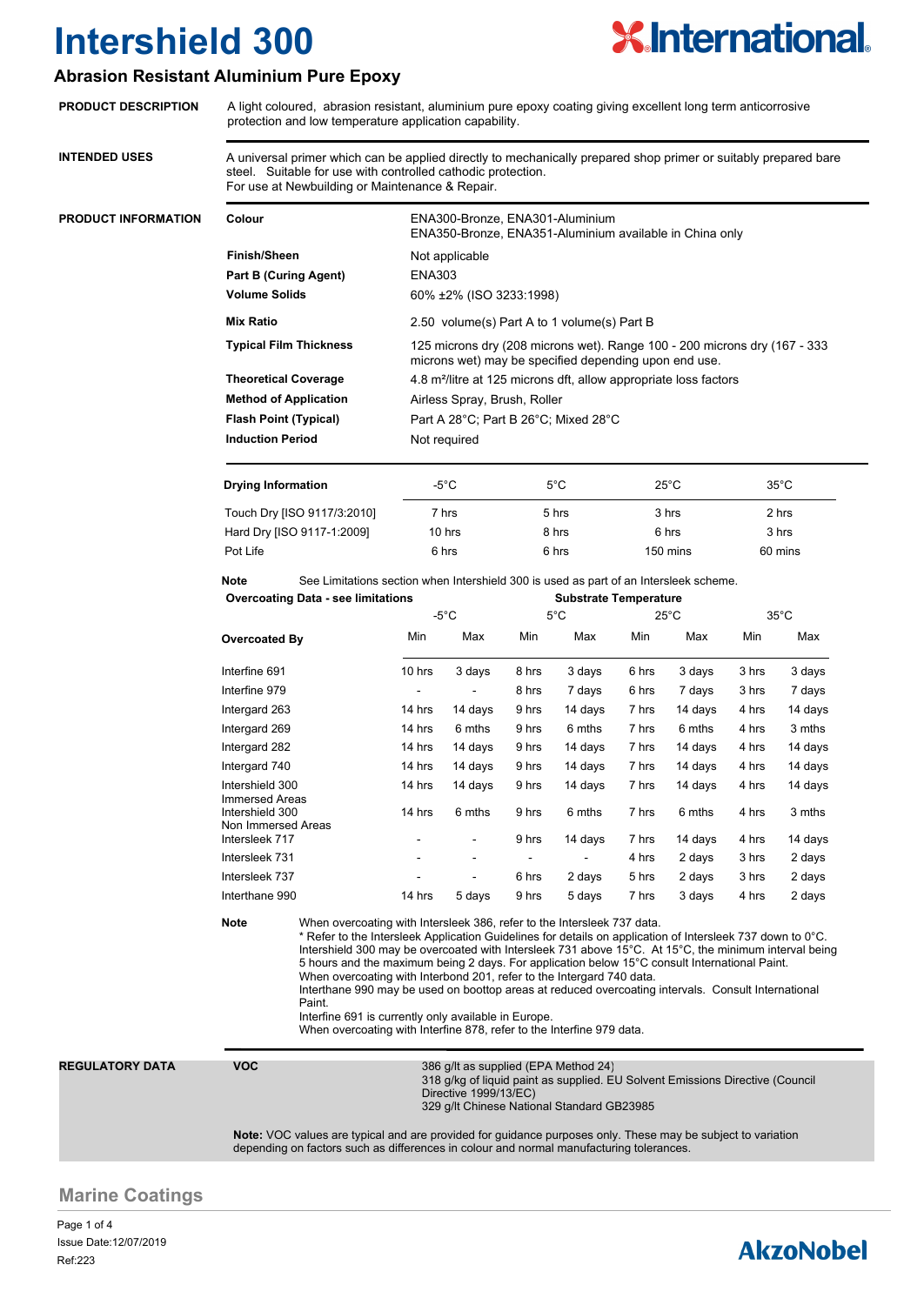# Intershield 300

## Abrasion Resistant Aluminium Pure Epoxy

**PRODUCT DESCRIPTION**

A light coloured, abrasion resistant, aluminium pure epoxy coating giving excellent long term anticorrosive protection and low temperature application capability.

**INTENDED USES**

A universal primer which can be applied directly to mechanically prepared shop primer or suitably prepared bare steel. Suitable for use with controlled cathodic protection.
For use at Newbuilding or Maintenance & Repair.

**PRODUCT INFORMATION**

| | |
|---|---|
| **Colour** | ENA300-Bronze, ENA301-Aluminium<br>ENA350-Bronze, ENA351-Aluminium available in China only |
| **Finish/Sheen** | Not applicable |
| **Part B (Curing Agent)** | ENA303 |
| **Volume Solids** | 60% ±2% (ISO 3233:1998) |
| **Mix Ratio** | 2.50 volume(s) Part A to 1 volume(s) Part B |
| **Typical Film Thickness** | 125 microns dry (208 microns wet). Range 100 - 200 microns dry (167 - 333 microns wet) may be specified depending upon end use. |
| **Theoretical Coverage** | 4.8 m²/litre at 125 microns dft, allow appropriate loss factors |
| **Method of Application** | Airless Spray, Brush, Roller |
| **Flash Point (Typical)** | Part A 28°C; Part B 26°C; Mixed 28°C |
| **Induction Period** | Not required |

| Drying Information | -5°C | 5°C | 25°C | 35°C |
|---|---|---|---|---|
| Touch Dry [ISO 9117/3:2010] | 7 hrs | 5 hrs | 3 hrs | 2 hrs |
| Hard Dry [ISO 9117-1:2009] | 10 hrs | 8 hrs | 6 hrs | 3 hrs |
| Pot Life | 6 hrs | 6 hrs | 150 mins | 60 mins |

**Note** See Limitations section when Intershield 300 is used as part of an Intersleek scheme.

| Overcoating Data - see limitations | Substrate Temperature | | | | | | | |
|---|---|---|---|---|---|---|---|---|
| | -5°C | | 5°C | | 25°C | | 35°C | |
| **Overcoated By** | Min | Max | Min | Max | Min | Max | Min | Max |
| Interfine 691 | 10 hrs | 3 days | 8 hrs | 3 days | 6 hrs | 3 days | 3 hrs | 3 days |
| Interfine 979 | - | - | 8 hrs | 7 days | 6 hrs | 7 days | 3 hrs | 7 days |
| Intergard 263 | 14 hrs | 14 days | 9 hrs | 14 days | 7 hrs | 14 days | 4 hrs | 14 days |
| Intergard 269 | 14 hrs | 6 mths | 9 hrs | 6 mths | 7 hrs | 6 mths | 4 hrs | 3 mths |
| Intergard 282 | 14 hrs | 14 days | 9 hrs | 14 days | 7 hrs | 14 days | 4 hrs | 14 days |
| Intergard 740 | 14 hrs | 14 days | 9 hrs | 14 days | 7 hrs | 14 days | 4 hrs | 14 days |
| Intershield 300 Immersed Areas | 14 hrs | 14 days | 9 hrs | 14 days | 7 hrs | 14 days | 4 hrs | 14 days |
| Intershield 300 Non Immersed Areas | 14 hrs | 6 mths | 9 hrs | 6 mths | 7 hrs | 6 mths | 4 hrs | 3 mths |
| Intersleek 717 | - | - | 9 hrs | 14 days | 7 hrs | 14 days | 4 hrs | 14 days |
| Intersleek 731 | - | - | - | - | 4 hrs | 2 days | 3 hrs | 2 days |
| Intersleek 737 | - | - | 6 hrs | 2 days | 5 hrs | 2 days | 3 hrs | 2 days |
| Interthane 990 | 14 hrs | 5 days | 9 hrs | 5 days | 7 hrs | 3 days | 4 hrs | 2 days |

**Note** When overcoating with Intersleek 386, refer to the Intersleek 737 data.
* Refer to the Intersleek Application Guidelines for details on application of Intersleek 737 down to 0°C.
Intershield 300 may be overcoated with Intersleek 731 above 15°C. At 15°C, the minimum interval being 5 hours and the maximum being 2 days. For application below 15°C consult International Paint.
When overcoating with Interbond 201, refer to the Intergard 740 data.
Interthane 990 may be used on boottop areas at reduced overcoating intervals. Consult International Paint.
Interfine 691 is currently only available in Europe.
When overcoating with Interfine 878, refer to the Interfine 979 data.

**REGULATORY DATA**

**VOC**

386 g/lt as supplied (EPA Method 24)
318 g/kg of liquid paint as supplied. EU Solvent Emissions Directive (Council Directive 1999/13/EC)
329 g/lt Chinese National Standard GB23985

**Note:** VOC values are typical and are provided for guidance purposes only. These may be subject to variation depending on factors such as differences in colour and normal manufacturing tolerances.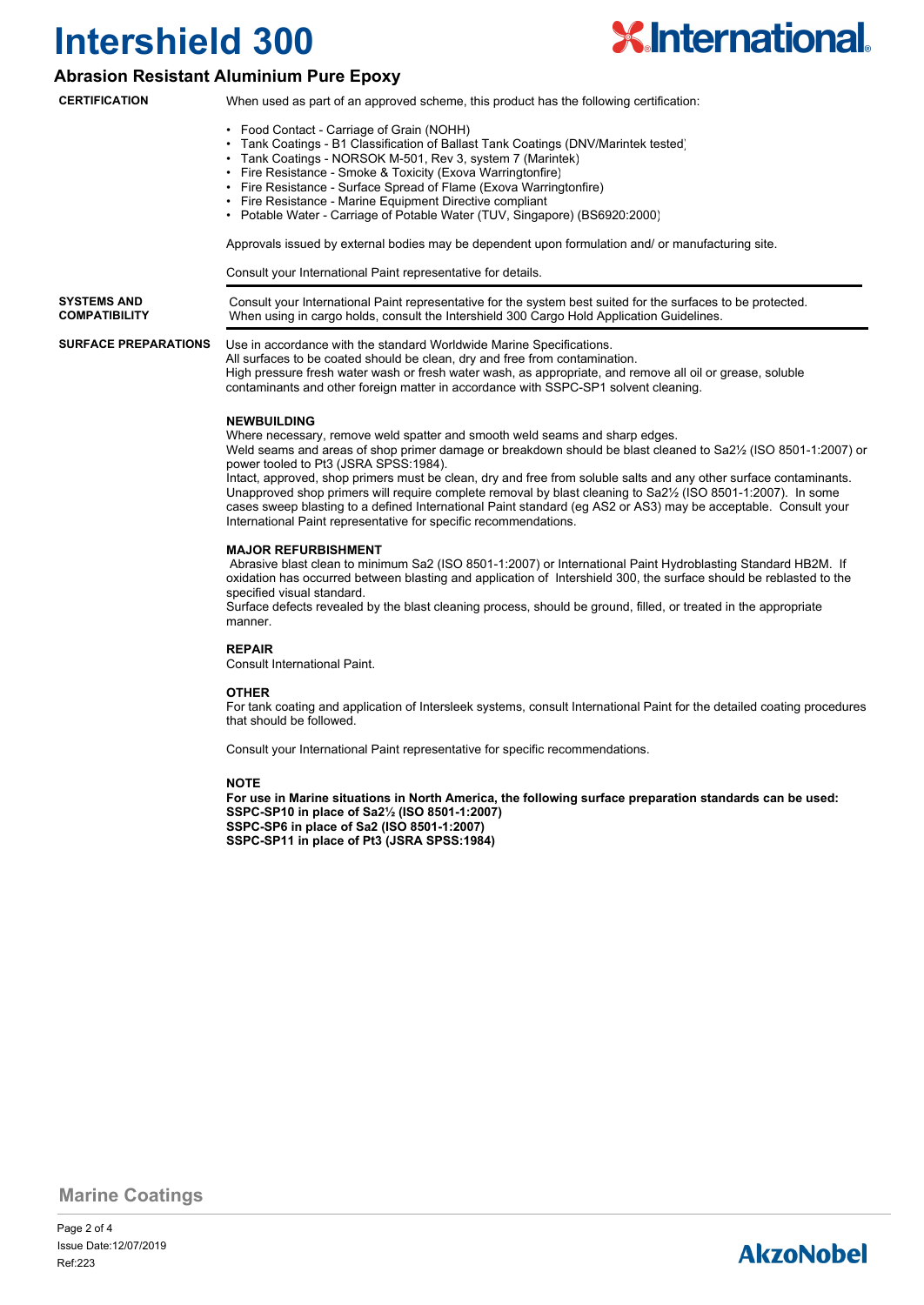# Intershield 300

## Abrasion Resistant Aluminium Pure Epoxy

**CERTIFICATION**

When used as part of an approved scheme, this product has the following certification:

- Food Contact - Carriage of Grain (NOHH)
- Tank Coatings - B1 Classification of Ballast Tank Coatings (DNV/Marintek tested)
- Tank Coatings - NORSOK M-501, Rev 3, system 7 (Marintek)
- Fire Resistance - Smoke & Toxicity (Exova Warringtonfire)
- Fire Resistance - Surface Spread of Flame (Exova Warringtonfire)
- Fire Resistance - Marine Equipment Directive compliant
- Potable Water - Carriage of Potable Water (TUV, Singapore) (BS6920:2000)

Approvals issued by external bodies may be dependent upon formulation and/ or manufacturing site.

Consult your International Paint representative for details.

**SYSTEMS AND COMPATIBILITY**

Consult your International Paint representative for the system best suited for the surfaces to be protected. When using in cargo holds, consult the Intershield 300 Cargo Hold Application Guidelines.

**SURFACE PREPARATIONS**

Use in accordance with the standard Worldwide Marine Specifications.
All surfaces to be coated should be clean, dry and free from contamination.
High pressure fresh water wash or fresh water wash, as appropriate, and remove all oil or grease, soluble contaminants and other foreign matter in accordance with SSPC-SP1 solvent cleaning.

**NEWBUILDING**

Where necessary, remove weld spatter and smooth weld seams and sharp edges.
Weld seams and areas of shop primer damage or breakdown should be blast cleaned to Sa2½ (ISO 8501-1:2007) or power tooled to Pt3 (JSRA SPSS:1984).
Intact, approved, shop primers must be clean, dry and free from soluble salts and any other surface contaminants. Unapproved shop primers will require complete removal by blast cleaning to Sa2½ (ISO 8501-1:2007). In some cases sweep blasting to a defined International Paint standard (eg AS2 or AS3) may be acceptable. Consult your International Paint representative for specific recommendations.

**MAJOR REFURBISHMENT**

Abrasive blast clean to minimum Sa2 (ISO 8501-1:2007) or International Paint Hydroblasting Standard HB2M. If oxidation has occurred between blasting and application of Intershield 300, the surface should be reblasted to the specified visual standard.
Surface defects revealed by the blast cleaning process, should be ground, filled, or treated in the appropriate manner.

**REPAIR**

Consult International Paint.

**OTHER**

For tank coating and application of Intersleek systems, consult International Paint for the detailed coating procedures that should be followed.

Consult your International Paint representative for specific recommendations.

**NOTE**

**For use in Marine situations in North America, the following surface preparation standards can be used:**
**SSPC-SP10 in place of Sa2½ (ISO 8501-1:2007)**
**SSPC-SP6 in place of Sa2 (ISO 8501-1:2007)**
**SSPC-SP11 in place of Pt3 (JSRA SPSS:1984)**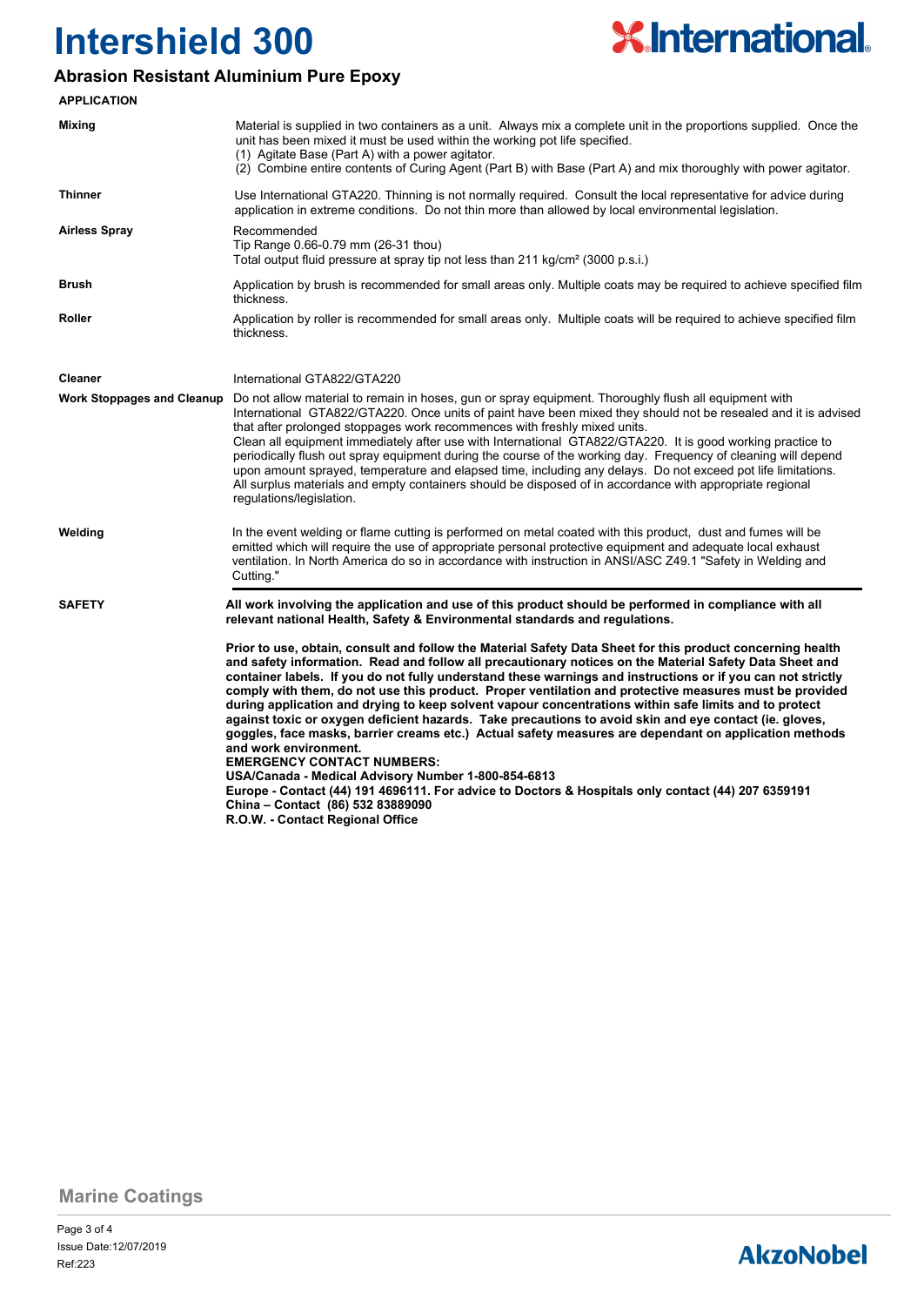# Intershield 300

## Abrasion Resistant Aluminium Pure Epoxy

**APPLICATION**

| | |
|---|---|
| **Mixing** | Material is supplied in two containers as a unit. Always mix a complete unit in the proportions supplied. Once the unit has been mixed it must be used within the working pot life specified.<br>(1) Agitate Base (Part A) with a power agitator.<br>(2) Combine entire contents of Curing Agent (Part B) with Base (Part A) and mix thoroughly with power agitator. |
| **Thinner** | Use International GTA220. Thinning is not normally required. Consult the local representative for advice during application in extreme conditions. Do not thin more than allowed by local environmental legislation. |
| **Airless Spray** | Recommended<br>Tip Range 0.66-0.79 mm (26-31 thou)<br>Total output fluid pressure at spray tip not less than 211 kg/cm² (3000 p.s.i.) |
| **Brush** | Application by brush is recommended for small areas only. Multiple coats may be required to achieve specified film thickness. |
| **Roller** | Application by roller is recommended for small areas only. Multiple coats will be required to achieve specified film thickness. |
| **Cleaner** | International GTA822/GTA220 |
| **Work Stoppages and Cleanup** | Do not allow material to remain in hoses, gun or spray equipment. Thoroughly flush all equipment with International GTA822/GTA220. Once units of paint have been mixed they should not be resealed and it is advised that after prolonged stoppages work recommences with freshly mixed units.<br>Clean all equipment immediately after use with International GTA822/GTA220. It is good working practice to periodically flush out spray equipment during the course of the working day. Frequency of cleaning will depend upon amount sprayed, temperature and elapsed time, including any delays. Do not exceed pot life limitations.<br>All surplus materials and empty containers should be disposed of in accordance with appropriate regional regulations/legislation. |
| **Welding** | In the event welding or flame cutting is performed on metal coated with this product, dust and fumes will be emitted which will require the use of appropriate personal protective equipment and adequate local exhaust ventilation. In North America do so in accordance with instruction in ANSI/ASC Z49.1 "Safety in Welding and Cutting." |

**SAFETY**

**All work involving the application and use of this product should be performed in compliance with all relevant national Health, Safety & Environmental standards and regulations.**

**Prior to use, obtain, consult and follow the Material Safety Data Sheet for this product concerning health and safety information. Read and follow all precautionary notices on the Material Safety Data Sheet and container labels. If you do not fully understand these warnings and instructions or if you can not strictly comply with them, do not use this product. Proper ventilation and protective measures must be provided during application and drying to keep solvent vapour concentrations within safe limits and to protect against toxic or oxygen deficient hazards. Take precautions to avoid skin and eye contact (ie. gloves, goggles, face masks, barrier creams etc.) Actual safety measures are dependant on application methods and work environment.**
**EMERGENCY CONTACT NUMBERS:**
**USA/Canada - Medical Advisory Number 1-800-854-6813**
**Europe - Contact (44) 191 4696111. For advice to Doctors & Hospitals only contact (44) 207 6359191**
**China – Contact (86) 532 83889090**
**R.O.W. - Contact Regional Office**

Marine Coatings

Issue Date:12/07/2019
Ref:223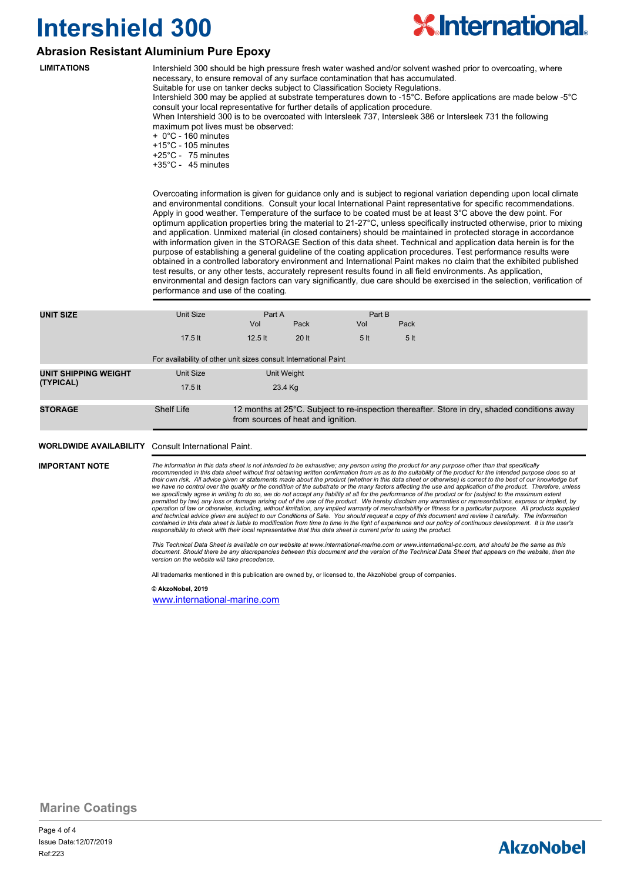# Intershield 300

## Abrasion Resistant Aluminium Pure Epoxy

**LIMITATIONS**

Intershield 300 should be high pressure fresh water washed and/or solvent washed prior to overcoating, where necessary, to ensure removal of any surface contamination that has accumulated.
Suitable for use on tanker decks subject to Classification Society Regulations.
Intershield 300 may be applied at substrate temperatures down to -15°C. Before applications are made below -5°C consult your local representative for further details of application procedure.
When Intershield 300 is to be overcoated with Intersleek 737, Intersleek 386 or Intersleek 731 the following maximum pot lives must be observed:

+ 0°C - 160 minutes
+15°C - 105 minutes
+25°C - 75 minutes
+35°C - 45 minutes

Overcoating information is given for guidance only and is subject to regional variation depending upon local climate and environmental conditions. Consult your local International Paint representative for specific recommendations. Apply in good weather. Temperature of the surface to be coated must be at least 3°C above the dew point. For optimum application properties bring the material to 21-27°C, unless specifically instructed otherwise, prior to mixing and application. Unmixed material (in closed containers) should be maintained in protected storage in accordance with information given in the STORAGE Section of this data sheet. Technical and application data herein is for the purpose of establishing a general guideline of the coating application procedures. Test performance results were obtained in a controlled laboratory environment and International Paint makes no claim that the exhibited published test results, or any other tests, accurately represent results found in all field environments. As application, environmental and design factors can vary significantly, due care should be exercised in the selection, verification of performance and use of the coating.

**UNIT SIZE**

| Unit Size | Part A | | Part B | |
|---|---|---|---|---|
| | Vol | Pack | Vol | Pack |
| 17.5 lt | 12.5 lt | 20 lt | 5 lt | 5 lt |

For availability of other unit sizes consult International Paint

**UNIT SHIPPING WEIGHT (TYPICAL)**

| Unit Size | Unit Weight |
|---|---|
| 17.5 lt | 23.4 Kg |

**STORAGE**

Shelf Life: 12 months at 25°C. Subject to re-inspection thereafter. Store in dry, shaded conditions away from sources of heat and ignition.

**WORLDWIDE AVAILABILITY**

Consult International Paint.

**IMPORTANT NOTE**

*The information in this data sheet is not intended to be exhaustive; any person using the product for any purpose other than that specifically recommended in this data sheet without first obtaining written confirmation from us as to the suitability of the product for the intended purpose does so at their own risk. All advice given or statements made about the product (whether in this data sheet or otherwise) is correct to the best of our knowledge but we have no control over the quality or the condition of the substrate or the many factors affecting the use and application of the product. Therefore, unless we specifically agree in writing to do so, we do not accept any liability at all for the performance of the product or for (subject to the maximum extent permitted by law) any loss or damage arising out of the use of the product. We hereby disclaim any warranties or representations, express or implied, by operation of law or otherwise, including, without limitation, any implied warranty of merchantability or fitness for a particular purpose. All products supplied and technical advice given are subject to our Conditions of Sale. You should request a copy of this document and review it carefully. The information contained in this data sheet is liable to modification from time to time in the light of experience and our policy of continuous development. It is the user's responsibility to check with their local representative that this data sheet is current prior to using the product.*

*This Technical Data Sheet is available on our website at www.international-marine.com or www.international-pc.com, and should be the same as this document. Should there be any discrepancies between this document and the version of the Technical Data Sheet that appears on the website, then the version on the website will take precedence.*

All trademarks mentioned in this publication are owned by, or licensed to, the AkzoNobel group of companies.

**© AkzoNobel, 2019**

www.international-marine.com

Marine Coatings

Issue Date:12/07/2019
Ref:223